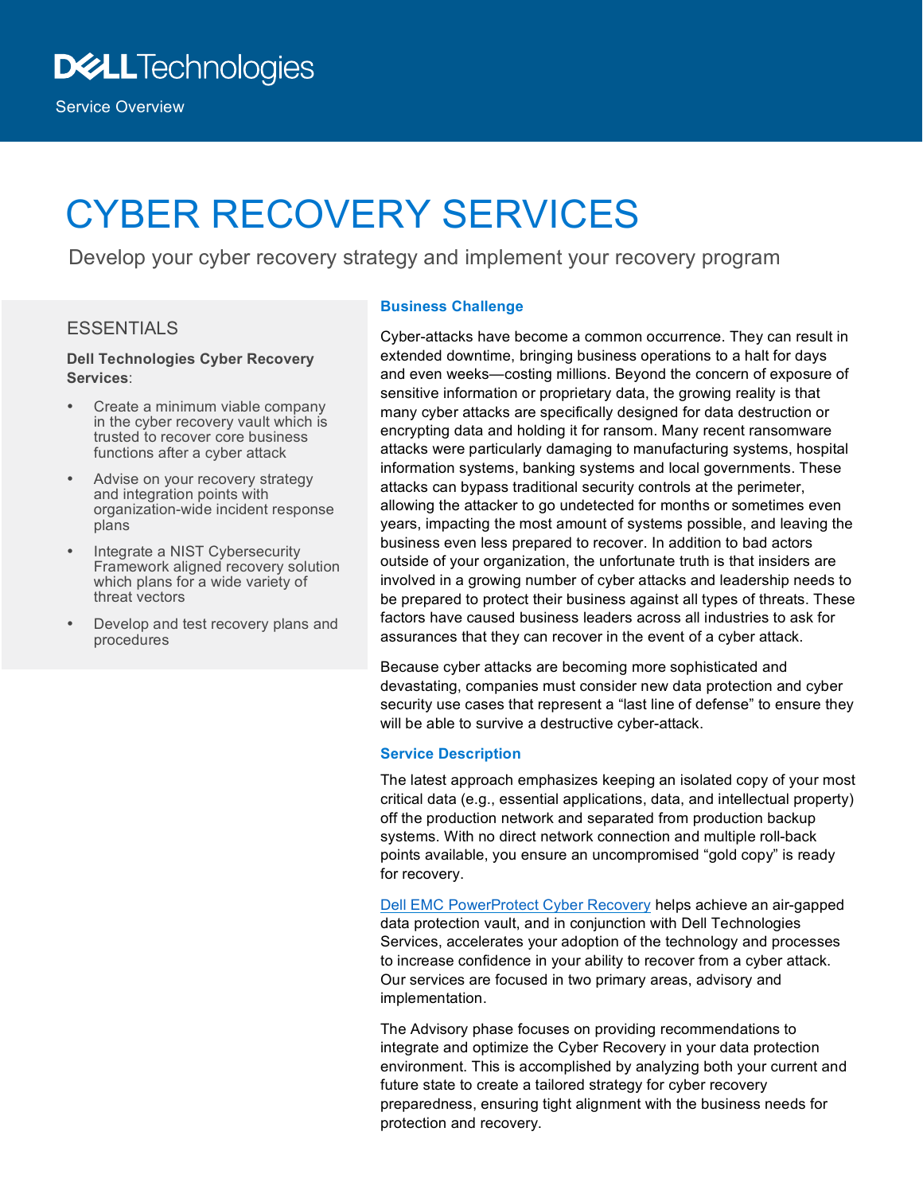Dell Technologies

Service Overview

# CYBER RECOVERY SERVICES

Develop your cyber recovery strategy and implement your recovery program

## ESSENTIALS

**Dell Technologies Cyber Recovery Services**:

- Create a minimum viable company in the cyber recovery vault which is trusted to recover core business functions after a cyber attack
- Advise on your recovery strategy and integration points with organization-wide incident response plans
- Integrate a NIST Cybersecurity Framework aligned recovery solution which plans for a wide variety of threat vectors
- Develop and test recovery plans and procedures

### Business Challenge

Cyber-attacks have become a common occurrence. They can result in extended downtime, bringing business operations to a halt for days and even weeks—costing millions. Beyond the concern of exposure of sensitive information or proprietary data, the growing reality is that many cyber attacks are specifically designed for data destruction or encrypting data and holding it for ransom. Many recent ransomware attacks were particularly damaging to manufacturing systems, hospital information systems, banking systems and local governments. These attacks can bypass traditional security controls at the perimeter, allowing the attacker to go undetected for months or sometimes even years, impacting the most amount of systems possible, and leaving the business even less prepared to recover. In addition to bad actors outside of your organization, the unfortunate truth is that insiders are involved in a growing number of cyber attacks and leadership needs to be prepared to protect their business against all types of threats. These factors have caused business leaders across all industries to ask for assurances that they can recover in the event of a cyber attack.

Because cyber attacks are becoming more sophisticated and devastating, companies must consider new data protection and cyber security use cases that represent a "last line of defense" to ensure they will be able to survive a destructive cyber-attack.

### Service Description

The latest approach emphasizes keeping an isolated copy of your most critical data (e.g., essential applications, data, and intellectual property) off the production network and separated from production backup systems. With no direct network connection and multiple roll-back points available, you ensure an uncompromised "gold copy" is ready for recovery.

Dell EMC PowerProtect Cyber Recovery helps achieve an air-gapped data protection vault, and in conjunction with Dell Technologies Services, accelerates your adoption of the technology and processes to increase confidence in your ability to recover from a cyber attack. Our services are focused in two primary areas, advisory and implementation.

The Advisory phase focuses on providing recommendations to integrate and optimize the Cyber Recovery in your data protection environment. This is accomplished by analyzing both your current and future state to create a tailored strategy for cyber recovery preparedness, ensuring tight alignment with the business needs for protection and recovery.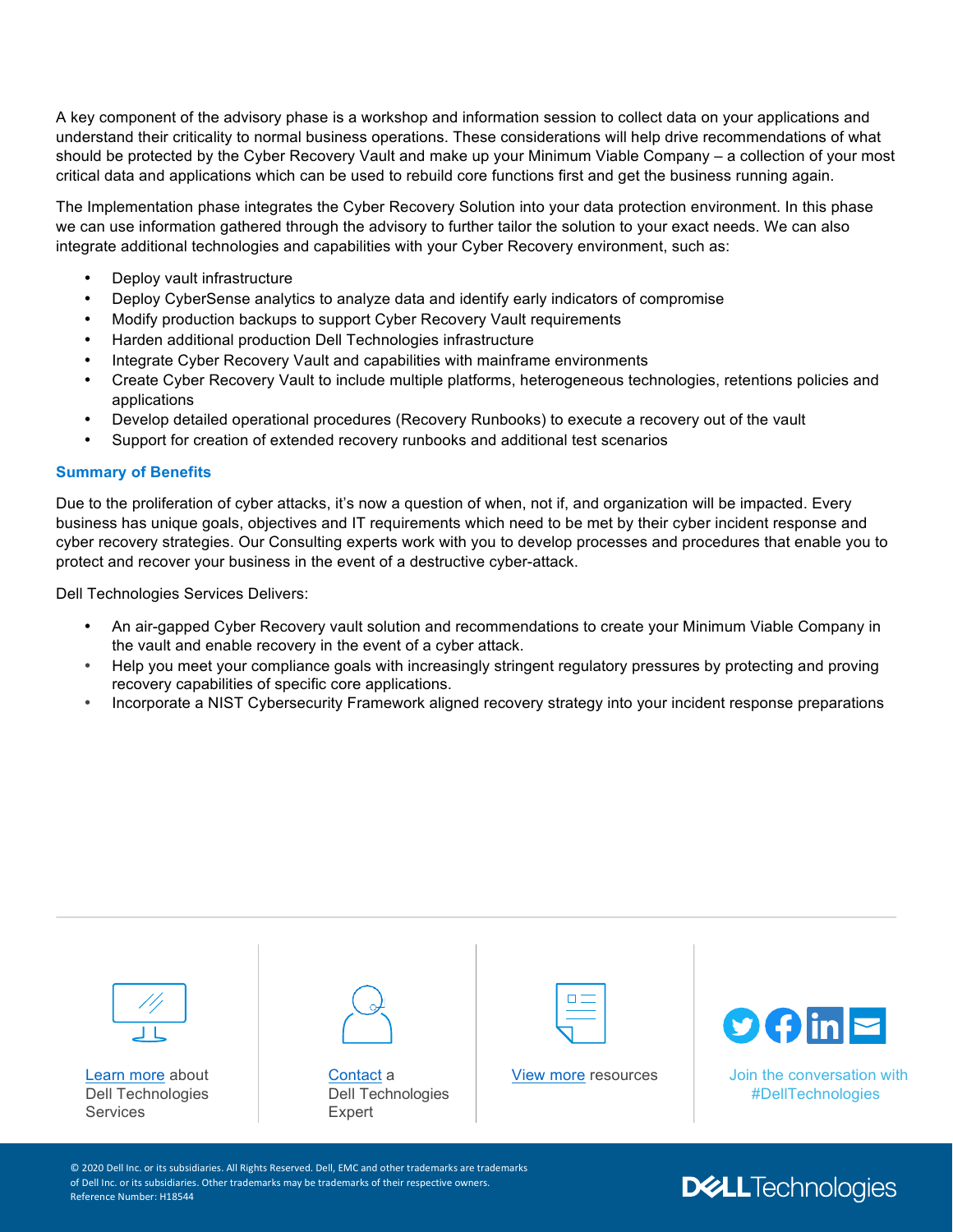A key component of the advisory phase is a workshop and information session to collect data on your applications and understand their criticality to normal business operations. These considerations will help drive recommendations of what should be protected by the Cyber Recovery Vault and make up your Minimum Viable Company – a collection of your most critical data and applications which can be used to rebuild core functions first and get the business running again.

The Implementation phase integrates the Cyber Recovery Solution into your data protection environment. In this phase we can use information gathered through the advisory to further tailor the solution to your exact needs. We can also integrate additional technologies and capabilities with your Cyber Recovery environment, such as:

- Deploy vault infrastructure
- Deploy CyberSense analytics to analyze data and identify early indicators of compromise
- Modify production backups to support Cyber Recovery Vault requirements
- Harden additional production Dell Technologies infrastructure
- Integrate Cyber Recovery Vault and capabilities with mainframe environments
- Create Cyber Recovery Vault to include multiple platforms, heterogeneous technologies, retentions policies and applications
- Develop detailed operational procedures (Recovery Runbooks) to execute a recovery out of the vault
- Support for creation of extended recovery runbooks and additional test scenarios

## Summary of Benefits

Due to the proliferation of cyber attacks, it's now a question of when, not if, and organization will be impacted. Every business has unique goals, objectives and IT requirements which need to be met by their cyber incident response and cyber recovery strategies. Our Consulting experts work with you to develop processes and procedures that enable you to protect and recover your business in the event of a destructive cyber-attack.

Dell Technologies Services Delivers:

- An air-gapped Cyber Recovery vault solution and recommendations to create your Minimum Viable Company in the vault and enable recovery in the event of a cyber attack.
- Help you meet your compliance goals with increasingly stringent regulatory pressures by protecting and proving recovery capabilities of specific core applications.
- Incorporate a NIST Cybersecurity Framework aligned recovery strategy into your incident response preparations

Learn more about Dell Technologies Services

Contact a Dell Technologies Expert

View more resources

Join the conversation with #DellTechnologies

© 2020 Dell Inc. or its subsidiaries. All Rights Reserved. Dell, EMC and other trademarks are trademarks of Dell Inc. or its subsidiaries. Other trademarks may be trademarks of their respective owners.
Reference Number: H18544